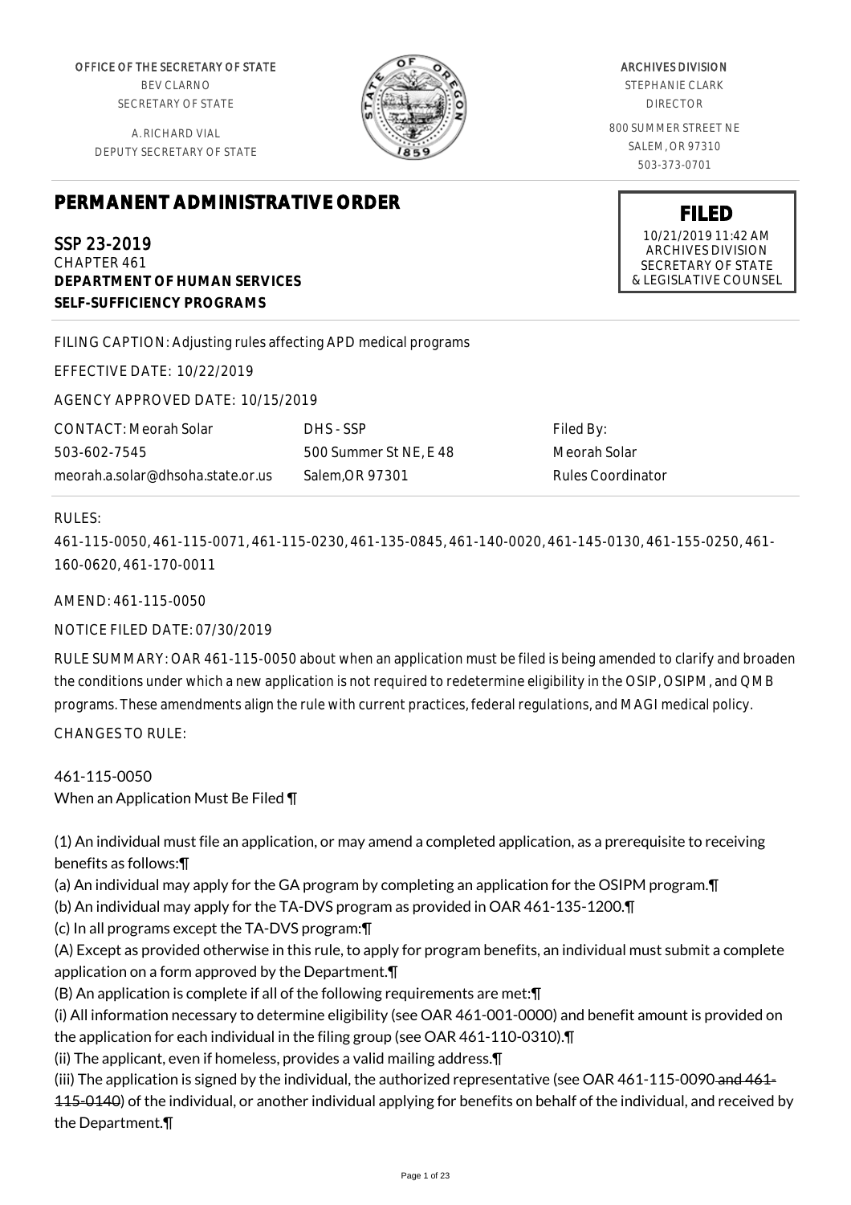OFFICE OF THE SECRETARY OF STATE
BEV CLARNO
SECRETARY OF STATE

A. RICHARD VIAL
DEPUTY SECRETARY OF STATE

ARCHIVES DIVISION
STEPHANIE CLARK
DIRECTOR

800 SUMMER STREET NE
SALEM, OR 97310
503-373-0701

**FILED**
10/21/2019 11:42 AM
ARCHIVES DIVISION
SECRETARY OF STATE
& LEGISLATIVE COUNSEL

# PERMANENT ADMINISTRATIVE ORDER

SSP 23-2019
CHAPTER 461
**DEPARTMENT OF HUMAN SERVICES**
**SELF-SUFFICIENCY PROGRAMS**

FILING CAPTION: Adjusting rules affecting APD medical programs

EFFECTIVE DATE: 10/22/2019

AGENCY APPROVED DATE: 10/15/2019

| CONTACT: Meorah Solar | DHS - SSP | Filed By: |
|---|---|---|
| 503-602-7545 | 500 Summer St NE, E 48 | Meorah Solar |
| meorah.a.solar@dhsoha.state.or.us | Salem,OR 97301 | Rules Coordinator |

RULES:

461-115-0050, 461-115-0071, 461-115-0230, 461-135-0845, 461-140-0020, 461-145-0130, 461-155-0250, 461-160-0620, 461-170-0011

AMEND: 461-115-0050

NOTICE FILED DATE: 07/30/2019

RULE SUMMARY: OAR 461-115-0050 about when an application must be filed is being amended to clarify and broaden the conditions under which a new application is not required to redetermine eligibility in the OSIP, OSIPM, and QMB programs. These amendments align the rule with current practices, federal regulations, and MAGI medical policy.

CHANGES TO RULE:

461-115-0050
When an Application Must Be Filed ¶

(1) An individual must file an application, or may amend a completed application, as a prerequisite to receiving benefits as follows:¶
(a) An individual may apply for the GA program by completing an application for the OSIPM program.¶
(b) An individual may apply for the TA-DVS program as provided in OAR 461-135-1200.¶
(c) In all programs except the TA-DVS program:¶
(A) Except as provided otherwise in this rule, to apply for program benefits, an individual must submit a complete application on a form approved by the Department.¶
(B) An application is complete if all of the following requirements are met:¶
(i) All information necessary to determine eligibility (see OAR 461-001-0000) and benefit amount is provided on the application for each individual in the filing group (see OAR 461-110-0310).¶
(ii) The applicant, even if homeless, provides a valid mailing address.¶
(iii) The application is signed by the individual, the authorized representative (see OAR 461-115-0090 ~~and 461-115-0140~~) of the individual, or another individual applying for benefits on behalf of the individual, and received by the Department.¶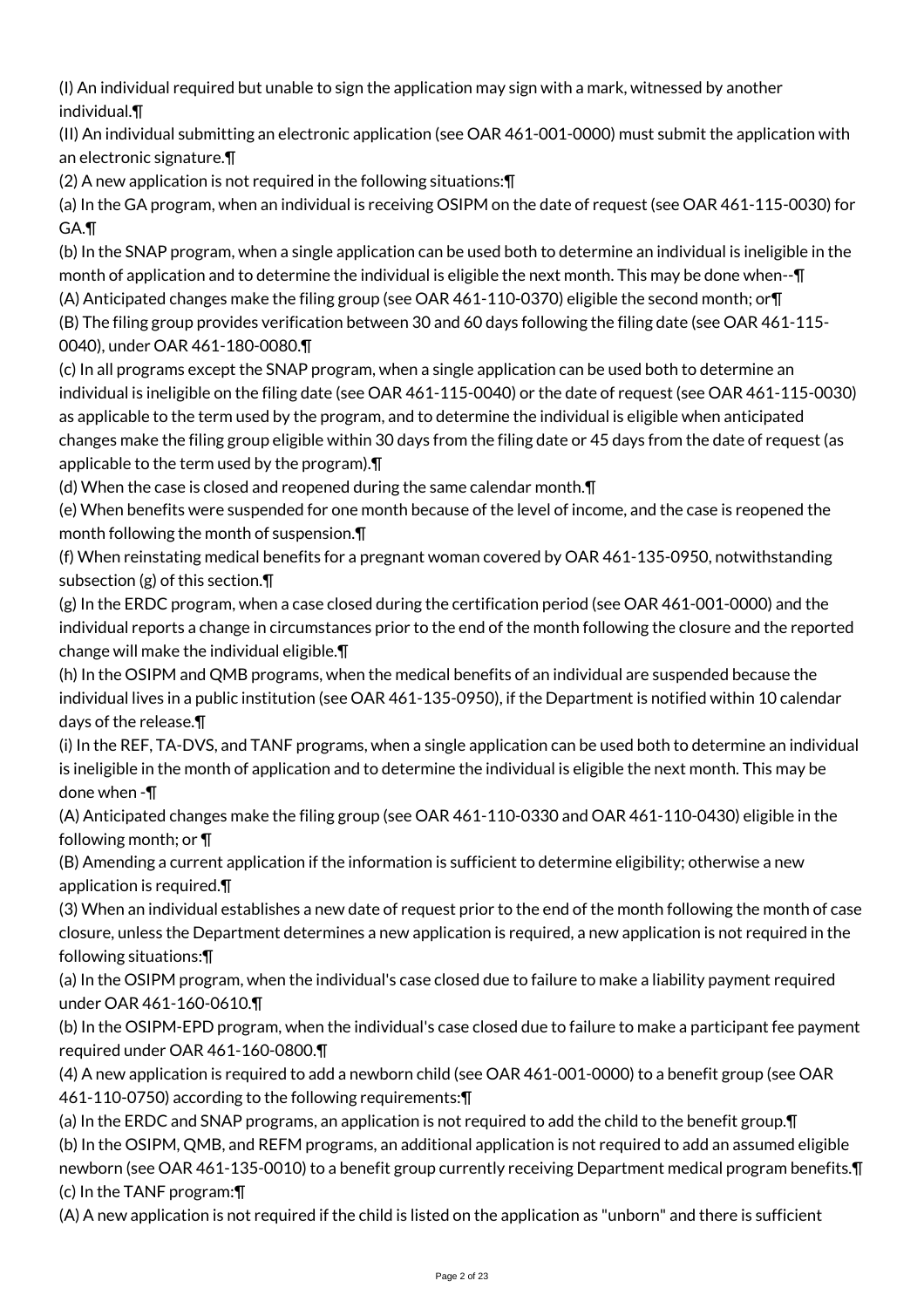(I) An individual required but unable to sign the application may sign with a mark, witnessed by another individual.¶

(II) An individual submitting an electronic application (see OAR 461-001-0000) must submit the application with an electronic signature.¶

(2) A new application is not required in the following situations:¶

(a) In the GA program, when an individual is receiving OSIPM on the date of request (see OAR 461-115-0030) for GA.¶

(b) In the SNAP program, when a single application can be used both to determine an individual is ineligible in the month of application and to determine the individual is eligible the next month. This may be done when--¶

(A) Anticipated changes make the filing group (see OAR 461-110-0370) eligible the second month; or¶

(B) The filing group provides verification between 30 and 60 days following the filing date (see OAR 461-115-0040), under OAR 461-180-0080.¶

(c) In all programs except the SNAP program, when a single application can be used both to determine an individual is ineligible on the filing date (see OAR 461-115-0040) or the date of request (see OAR 461-115-0030) as applicable to the term used by the program, and to determine the individual is eligible when anticipated changes make the filing group eligible within 30 days from the filing date or 45 days from the date of request (as applicable to the term used by the program).¶

(d) When the case is closed and reopened during the same calendar month.¶

(e) When benefits were suspended for one month because of the level of income, and the case is reopened the month following the month of suspension.¶

(f) When reinstating medical benefits for a pregnant woman covered by OAR 461-135-0950, notwithstanding subsection (g) of this section.¶

(g) In the ERDC program, when a case closed during the certification period (see OAR 461-001-0000) and the individual reports a change in circumstances prior to the end of the month following the closure and the reported change will make the individual eligible.¶

(h) In the OSIPM and QMB programs, when the medical benefits of an individual are suspended because the individual lives in a public institution (see OAR 461-135-0950), if the Department is notified within 10 calendar days of the release.¶

(i) In the REF, TA-DVS, and TANF programs, when a single application can be used both to determine an individual is ineligible in the month of application and to determine the individual is eligible the next month. This may be done when -¶

(A) Anticipated changes make the filing group (see OAR 461-110-0330 and OAR 461-110-0430) eligible in the following month; or ¶

(B) Amending a current application if the information is sufficient to determine eligibility; otherwise a new application is required.¶

(3) When an individual establishes a new date of request prior to the end of the month following the month of case closure, unless the Department determines a new application is required, a new application is not required in the following situations:¶

(a) In the OSIPM program, when the individual's case closed due to failure to make a liability payment required under OAR 461-160-0610.¶

(b) In the OSIPM-EPD program, when the individual's case closed due to failure to make a participant fee payment required under OAR 461-160-0800.¶

(4) A new application is required to add a newborn child (see OAR 461-001-0000) to a benefit group (see OAR 461-110-0750) according to the following requirements:¶

(a) In the ERDC and SNAP programs, an application is not required to add the child to the benefit group.¶

(b) In the OSIPM, QMB, and REFM programs, an additional application is not required to add an assumed eligible newborn (see OAR 461-135-0010) to a benefit group currently receiving Department medical program benefits.¶

(c) In the TANF program:¶

(A) A new application is not required if the child is listed on the application as "unborn" and there is sufficient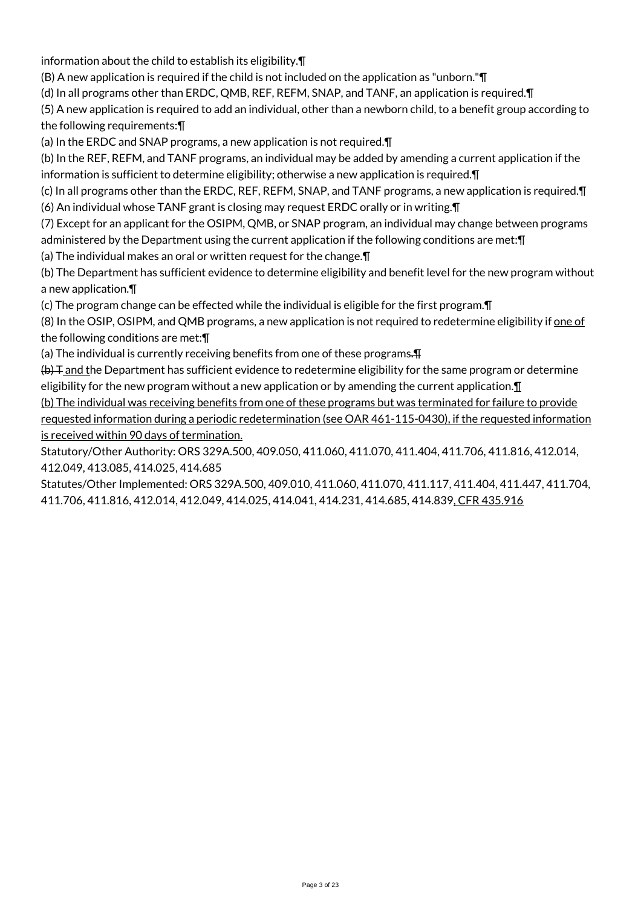information about the child to establish its eligibility.¶

(B) A new application is required if the child is not included on the application as "unborn."¶

(d) In all programs other than ERDC, QMB, REF, REFM, SNAP, and TANF, an application is required.¶

(5) A new application is required to add an individual, other than a newborn child, to a benefit group according to the following requirements:¶

(a) In the ERDC and SNAP programs, a new application is not required.¶

(b) In the REF, REFM, and TANF programs, an individual may be added by amending a current application if the information is sufficient to determine eligibility; otherwise a new application is required.¶

(c) In all programs other than the ERDC, REF, REFM, SNAP, and TANF programs, a new application is required.¶

(6) An individual whose TANF grant is closing may request ERDC orally or in writing.¶

(7) Except for an applicant for the OSIPM, QMB, or SNAP program, an individual may change between programs administered by the Department using the current application if the following conditions are met:¶

(a) The individual makes an oral or written request for the change.¶

(b) The Department has sufficient evidence to determine eligibility and benefit level for the new program without a new application.¶

(c) The program change can be effected while the individual is eligible for the first program.¶

(8) In the OSIP, OSIPM, and QMB programs, a new application is not required to redetermine eligibility if <u>one of</u> the following conditions are met:¶

(a) The individual is currently receiving benefits from one of these programs~~.¶~~

~~(b) T~~<u> and t</u>he Department has sufficient evidence to redetermine eligibility for the same program or determine eligibility for the new program without a new application or by amending the current application.<u>¶</u>

<u>(b) The individual was receiving benefits from one of these programs but was terminated for failure to provide requested information during a periodic redetermination (see OAR 461-115-0430), if the requested information is received within 90 days of termination.</u>

Statutory/Other Authority: ORS 329A.500, 409.050, 411.060, 411.070, 411.404, 411.706, 411.816, 412.014, 412.049, 413.085, 414.025, 414.685

Statutes/Other Implemented: ORS 329A.500, 409.010, 411.060, 411.070, 411.117, 411.404, 411.447, 411.704, 411.706, 411.816, 412.014, 412.049, 414.025, 414.041, 414.231, 414.685, 414.839<u>, CFR 435.916</u>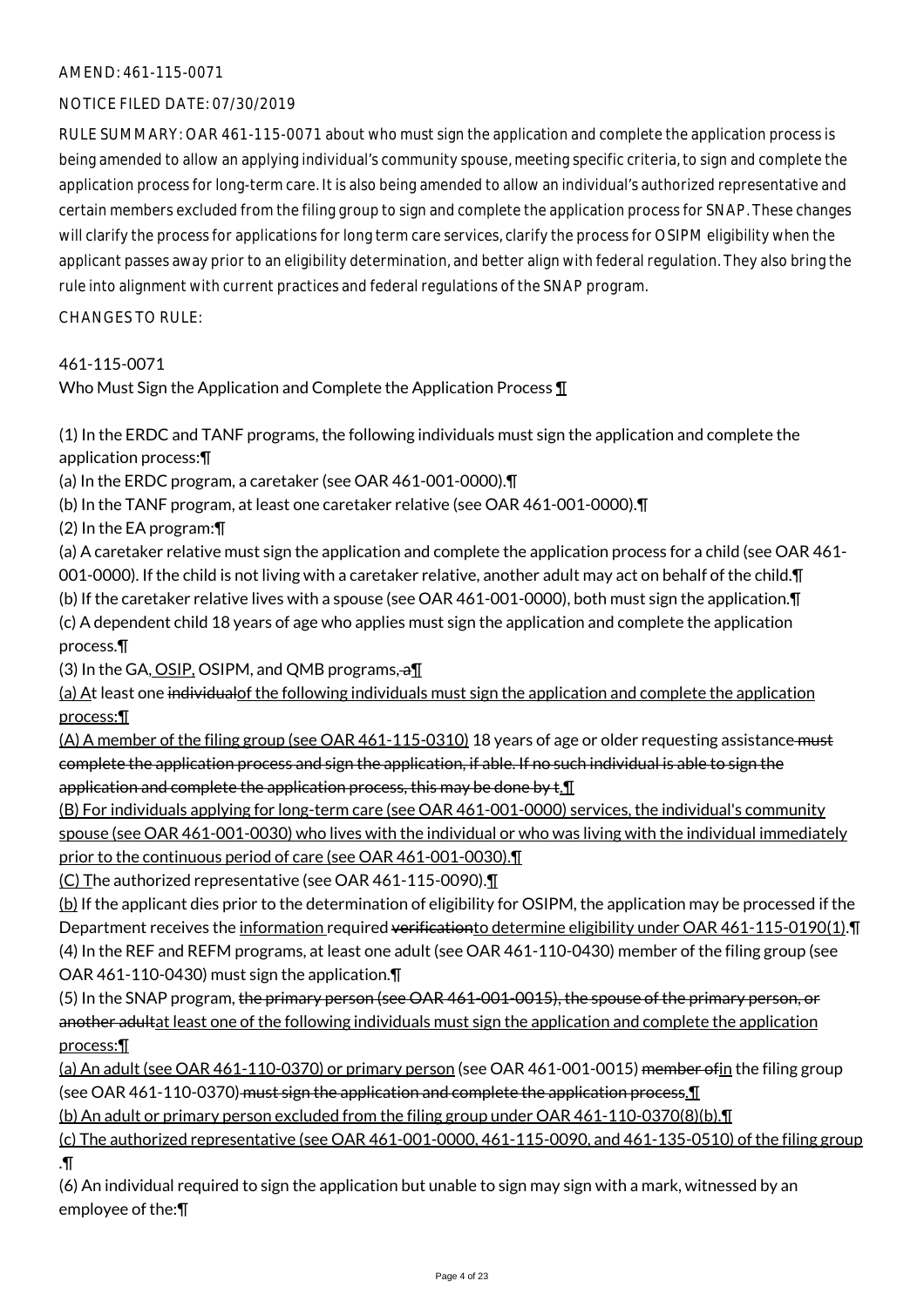AMEND: 461-115-0071

NOTICE FILED DATE: 07/30/2019

RULE SUMMARY: OAR 461-115-0071 about who must sign the application and complete the application process is being amended to allow an applying individual's community spouse, meeting specific criteria, to sign and complete the application process for long-term care. It is also being amended to allow an individual's authorized representative and certain members excluded from the filing group to sign and complete the application process for SNAP. These changes will clarify the process for applications for long term care services, clarify the process for OSIPM eligibility when the applicant passes away prior to an eligibility determination, and better align with federal regulation. They also bring the rule into alignment with current practices and federal regulations of the SNAP program.

CHANGES TO RULE:

461-115-0071
Who Must Sign the Application and Complete the Application Process ¶

(1) In the ERDC and TANF programs, the following individuals must sign the application and complete the application process:¶
(a) In the ERDC program, a caretaker (see OAR 461-001-0000).¶
(b) In the TANF program, at least one caretaker relative (see OAR 461-001-0000).¶
(2) In the EA program:¶
(a) A caretaker relative must sign the application and complete the application process for a child (see OAR 461-001-0000). If the child is not living with a caretaker relative, another adult may act on behalf of the child.¶
(b) If the caretaker relative lives with a spouse (see OAR 461-001-0000), both must sign the application.¶
(c) A dependent child 18 years of age who applies must sign the application and complete the application process.¶
(3) In the GA, OSIP, OSIPM, and QMB programs, a¶
(a) At least one individualof the following individuals must sign the application and complete the application process:¶
(A) A member of the filing group (see OAR 461-115-0310) 18 years of age or older requesting assistance must complete the application process and sign the application, if able. If no such individual is able to sign the application and complete the application process, this may be done by t.¶
(B) For individuals applying for long-term care (see OAR 461-001-0000) services, the individual's community spouse (see OAR 461-001-0030) who lives with the individual or who was living with the individual immediately prior to the continuous period of care (see OAR 461-001-0030).¶
(C) The authorized representative (see OAR 461-115-0090).¶
(b) If the applicant dies prior to the determination of eligibility for OSIPM, the application may be processed if the Department receives the information required verificationto determine eligibility under OAR 461-115-0190(1).¶
(4) In the REF and REFM programs, at least one adult (see OAR 461-110-0430) member of the filing group (see OAR 461-110-0430) must sign the application.¶
(5) In the SNAP program, the primary person (see OAR 461-001-0015), the spouse of the primary person, or another adultat least one of the following individuals must sign the application and complete the application process:¶
(a) An adult (see OAR 461-110-0370) or primary person (see OAR 461-001-0015) member ofin the filing group (see OAR 461-110-0370) must sign the application and complete the application process.¶
(b) An adult or primary person excluded from the filing group under OAR 461-110-0370(8)(b).¶
(c) The authorized representative (see OAR 461-001-0000, 461-115-0090, and 461-135-0510) of the filing group .¶
(6) An individual required to sign the application but unable to sign may sign with a mark, witnessed by an employee of the:¶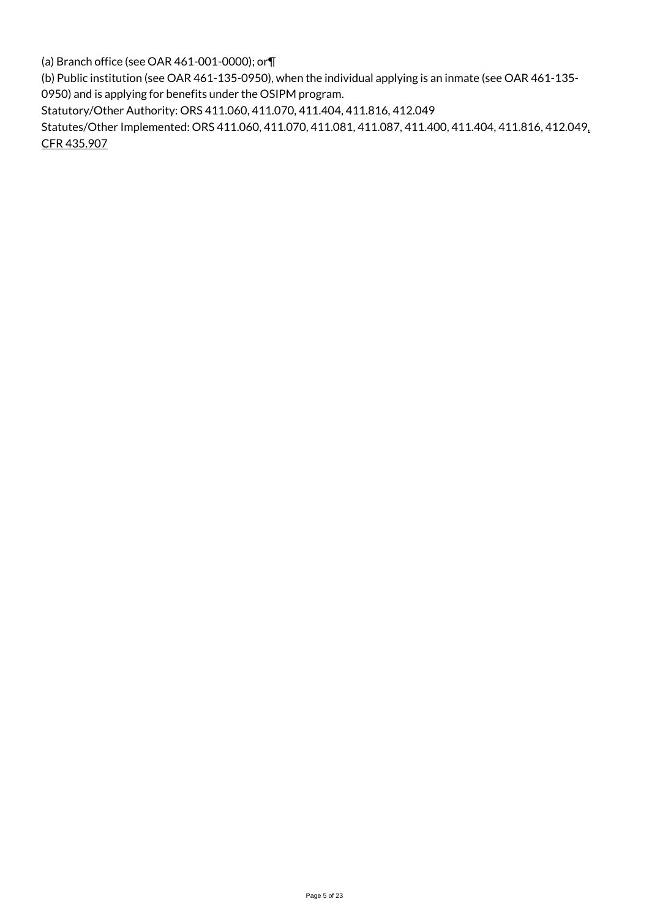(a) Branch office (see OAR 461-001-0000); or¶

(b) Public institution (see OAR 461-135-0950), when the individual applying is an inmate (see OAR 461-135-0950) and is applying for benefits under the OSIPM program.

Statutory/Other Authority: ORS 411.060, 411.070, 411.404, 411.816, 412.049

Statutes/Other Implemented: ORS 411.060, 411.070, 411.081, 411.087, 411.400, 411.404, 411.816, 412.049, CFR 435.907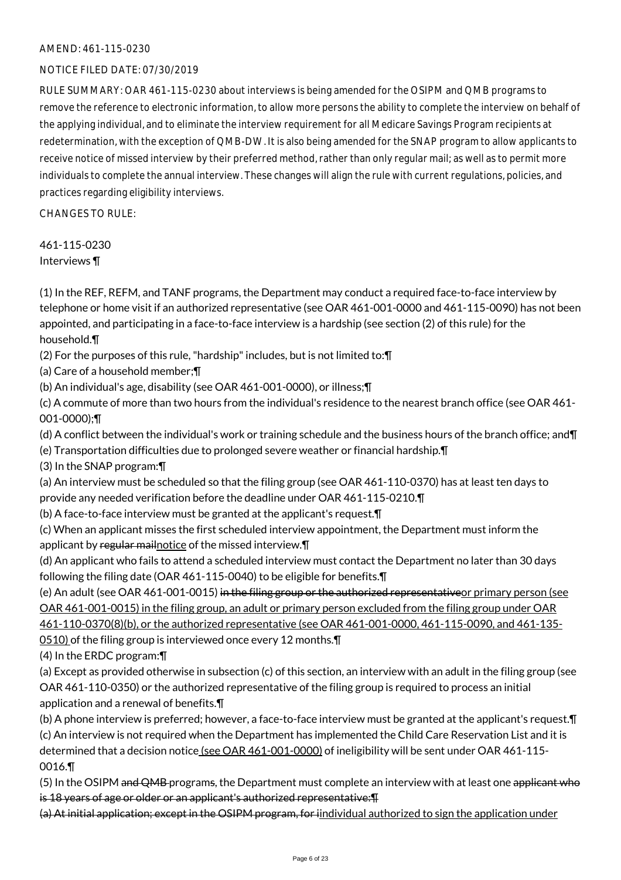AMEND: 461-115-0230

NOTICE FILED DATE: 07/30/2019

RULE SUMMARY: OAR 461-115-0230 about interviews is being amended for the OSIPM and QMB programs to remove the reference to electronic information, to allow more persons the ability to complete the interview on behalf of the applying individual, and to eliminate the interview requirement for all Medicare Savings Program recipients at redetermination, with the exception of QMB-DW. It is also being amended for the SNAP program to allow applicants to receive notice of missed interview by their preferred method, rather than only regular mail; as well as to permit more individuals to complete the annual interview. These changes will align the rule with current regulations, policies, and practices regarding eligibility interviews.

CHANGES TO RULE:

461-115-0230
Interviews ¶

(1) In the REF, REFM, and TANF programs, the Department may conduct a required face-to-face interview by telephone or home visit if an authorized representative (see OAR 461-001-0000 and 461-115-0090) has not been appointed, and participating in a face-to-face interview is a hardship (see section (2) of this rule) for the household.¶
(2) For the purposes of this rule, "hardship" includes, but is not limited to:¶
(a) Care of a household member;¶
(b) An individual's age, disability (see OAR 461-001-0000), or illness;¶
(c) A commute of more than two hours from the individual's residence to the nearest branch office (see OAR 461-001-0000);¶
(d) A conflict between the individual's work or training schedule and the business hours of the branch office; and¶
(e) Transportation difficulties due to prolonged severe weather or financial hardship.¶
(3) In the SNAP program:¶
(a) An interview must be scheduled so that the filing group (see OAR 461-110-0370) has at least ten days to provide any needed verification before the deadline under OAR 461-115-0210.¶
(b) A face-to-face interview must be granted at the applicant's request.¶
(c) When an applicant misses the first scheduled interview appointment, the Department must inform the applicant by ~~regular mail~~notice of the missed interview.¶
(d) An applicant who fails to attend a scheduled interview must contact the Department no later than 30 days following the filing date (OAR 461-115-0040) to be eligible for benefits.¶
(e) An adult (see OAR 461-001-0015) ~~in the filing group or the authorized representative~~or primary person (see OAR 461-001-0015) in the filing group, an adult or primary person excluded from the filing group under OAR 461-110-0370(8)(b), or the authorized representative (see OAR 461-001-0000, 461-115-0090, and 461-135-0510) of the filing group is interviewed once every 12 months.¶
(4) In the ERDC program:¶
(a) Except as provided otherwise in subsection (c) of this section, an interview with an adult in the filing group (see OAR 461-110-0350) or the authorized representative of the filing group is required to process an initial application and a renewal of benefits.¶
(b) A phone interview is preferred; however, a face-to-face interview must be granted at the applicant's request.¶
(c) An interview is not required when the Department has implemented the Child Care Reservation List and it is determined that a decision notice (see OAR 461-001-0000) of ineligibility will be sent under OAR 461-115-0016.¶
(5) In the OSIPM ~~and QMB~~ program~~s~~, the Department must complete an interview with at least one ~~applicant who is 18 years of age or older or an applicant's authorized representative:¶~~
~~(a) At initial application; except in the OSIPM program, for i~~individual authorized to sign the application under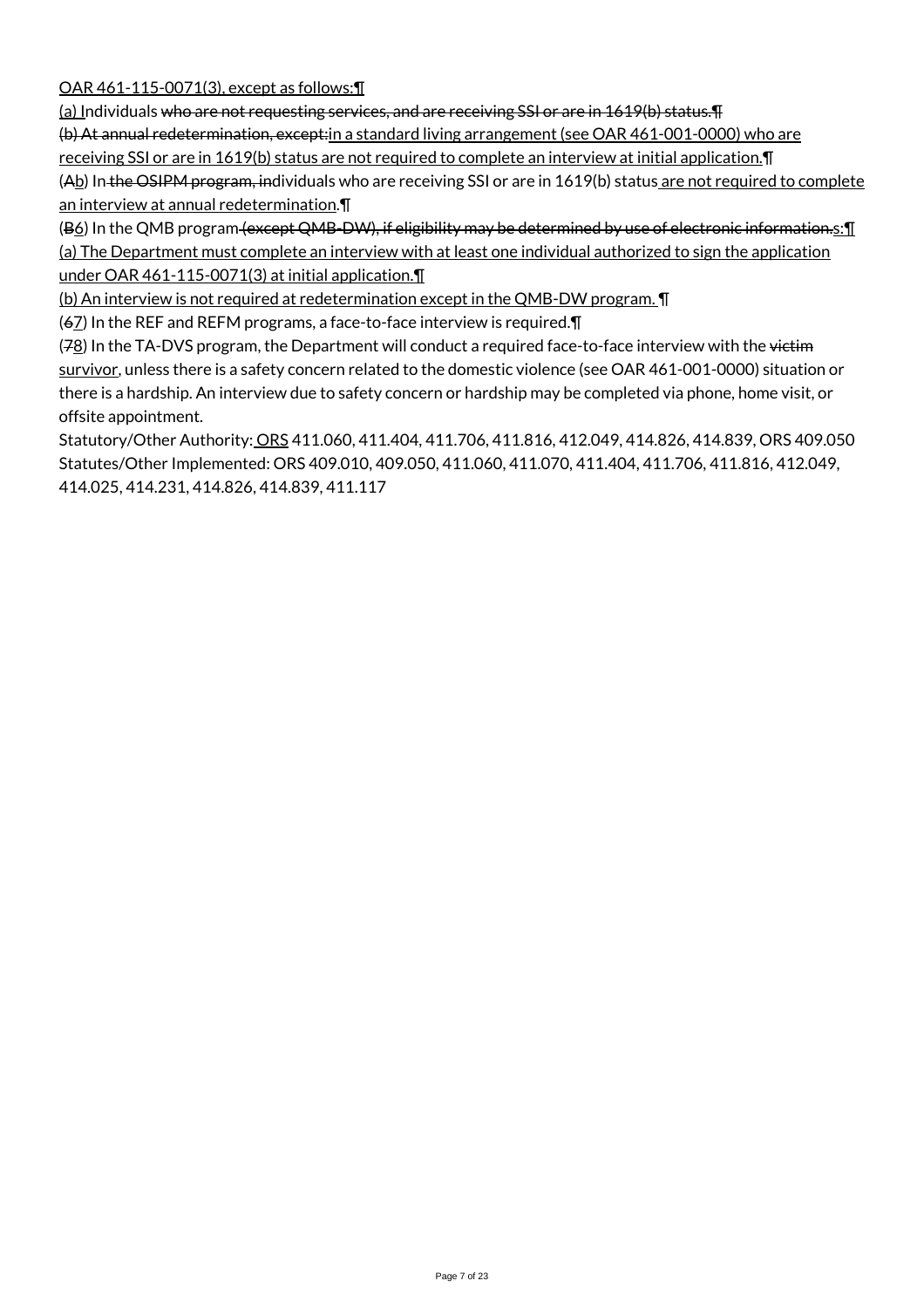OAR 461-115-0071(3), except as follows:¶

(a) Individuals ~~who are not requesting services, and are receiving SSI or are in 1619(b) status.¶~~

~~(b) At annual redetermination, except:~~in a standard living arrangement (see OAR 461-001-0000) who are receiving SSI or are in 1619(b) status are not required to complete an interview at initial application.¶

(~~A~~b) In ~~the OSIPM program, in~~dividuals who are receiving SSI or are in 1619(b) status are not required to complete an interview at annual redetermination.¶

(~~B~~6) In the QMB program ~~(except QMB-DW), if eligibility may be determined by use of electronic information.~~s:¶

(a) The Department must complete an interview with at least one individual authorized to sign the application under OAR 461-115-0071(3) at initial application.¶

(b) An interview is not required at redetermination except in the QMB-DW program. ¶

(~~6~~7) In the REF and REFM programs, a face-to-face interview is required.¶

(~~7~~8) In the TA-DVS program, the Department will conduct a required face-to-face interview with the ~~victim~~ survivor, unless there is a safety concern related to the domestic violence (see OAR 461-001-0000) situation or there is a hardship. An interview due to safety concern or hardship may be completed via phone, home visit, or offsite appointment.

Statutory/Other Authority: ORS 411.060, 411.404, 411.706, 411.816, 412.049, 414.826, 414.839, ORS 409.050

Statutes/Other Implemented: ORS 409.010, 409.050, 411.060, 411.070, 411.404, 411.706, 411.816, 412.049, 414.025, 414.231, 414.826, 414.839, 411.117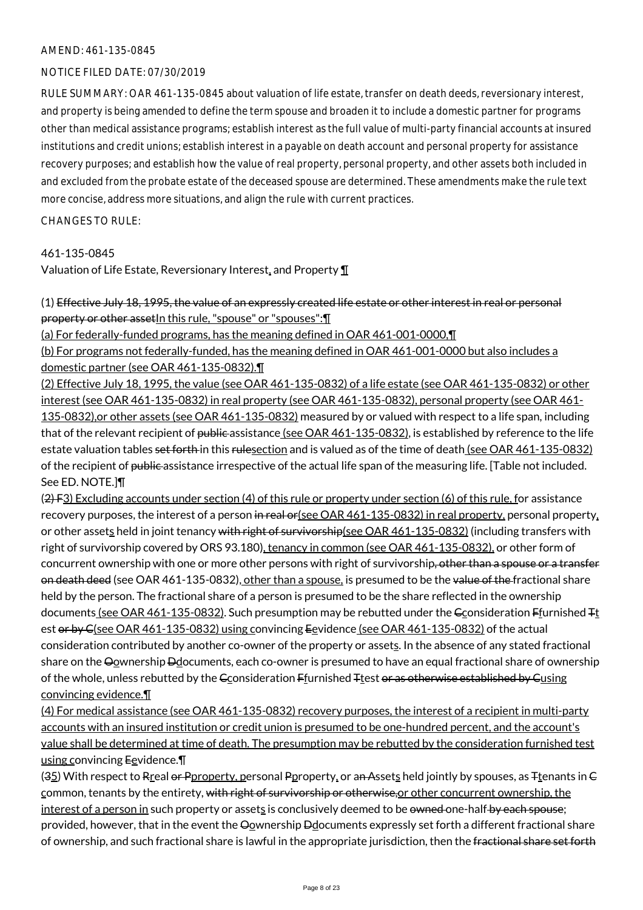AMEND: 461-135-0845

NOTICE FILED DATE: 07/30/2019

RULE SUMMARY: OAR 461-135-0845 about valuation of life estate, transfer on death deeds, reversionary interest, and property is being amended to define the term spouse and broaden it to include a domestic partner for programs other than medical assistance programs; establish interest as the full value of multi-party financial accounts at insured institutions and credit unions; establish interest in a payable on death account and personal property for assistance recovery purposes; and establish how the value of real property, personal property, and other assets both included in and excluded from the probate estate of the deceased spouse are determined. These amendments make the rule text more concise, address more situations, and align the rule with current practices.

CHANGES TO RULE:

461-135-0845

Valuation of Life Estate, Reversionary Interest, and Property ¶

(1) Effective July 18, 1995, the value of an expressly created life estate or other interest in real or personal property or other assetIn this rule, "spouse" or "spouses":¶

(a) For federally-funded programs, has the meaning defined in OAR 461-001-0000,¶

(b) For programs not federally-funded, has the meaning defined in OAR 461-001-0000 but also includes a domestic partner (see OAR 461-135-0832).¶

(2) Effective July 18, 1995, the value (see OAR 461-135-0832) of a life estate (see OAR 461-135-0832) or other interest (see OAR 461-135-0832) in real property (see OAR 461-135-0832), personal property (see OAR 461-135-0832),or other assets (see OAR 461-135-0832) measured by or valued with respect to a life span, including that of the relevant recipient of public assistance (see OAR 461-135-0832), is established by reference to the life estate valuation tables set forth in this rulesection and is valued as of the time of death (see OAR 461-135-0832) of the recipient of public assistance irrespective of the actual life span of the measuring life. [Table not included. See ED. NOTE.]¶

(2) F3) Excluding accounts under section (4) of this rule or property under section (6) of this rule, for assistance recovery purposes, the interest of a person in real or(see OAR 461-135-0832) in real property, personal property, or other assets held in joint tenancy with right of survivorship(see OAR 461-135-0832) (including transfers with right of survivorship covered by ORS 93.180), tenancy in common (see OAR 461-135-0832), or other form of concurrent ownership with one or more other persons with right of survivorship, other than a spouse or a transfer on death deed (see OAR 461-135-0832), other than a spouse, is presumed to be the value of the fractional share held by the person. The fractional share of a person is presumed to be the share reflected in the ownership documents (see OAR 461-135-0832). Such presumption may be rebutted under the Cconsideration Ffurnished Tt est or by C(see OAR 461-135-0832) using convincing Eevidence (see OAR 461-135-0832) of the actual consideration contributed by another co-owner of the property or assets. In the absence of any stated fractional share on the Oownership Ddocuments, each co-owner is presumed to have an equal fractional share of ownership of the whole, unless rebutted by the Cconsideration Ffurnished Ttest or as otherwise established by Cusing convincing evidence.¶

(4) For medical assistance (see OAR 461-135-0832) recovery purposes, the interest of a recipient in multi-party accounts with an insured institution or credit union is presumed to be one-hundred percent, and the account's value shall be determined at time of death. The presumption may be rebutted by the consideration furnished test using convincing Eevidence.¶

(35) With respect to Rreal or Pproperty, personal Pproperty, or an Assets held jointly by spouses, as Ttenants in Ccommon, tenants by the entirety, with right of survivorship or otherwise,or other concurrent ownership, the interest of a person in such property or assets is conclusively deemed to be owned one-half by each spouse; provided, however, that in the event the Oownership Ddocuments expressly set forth a different fractional share of ownership, and such fractional share is lawful in the appropriate jurisdiction, then the fractional share set forth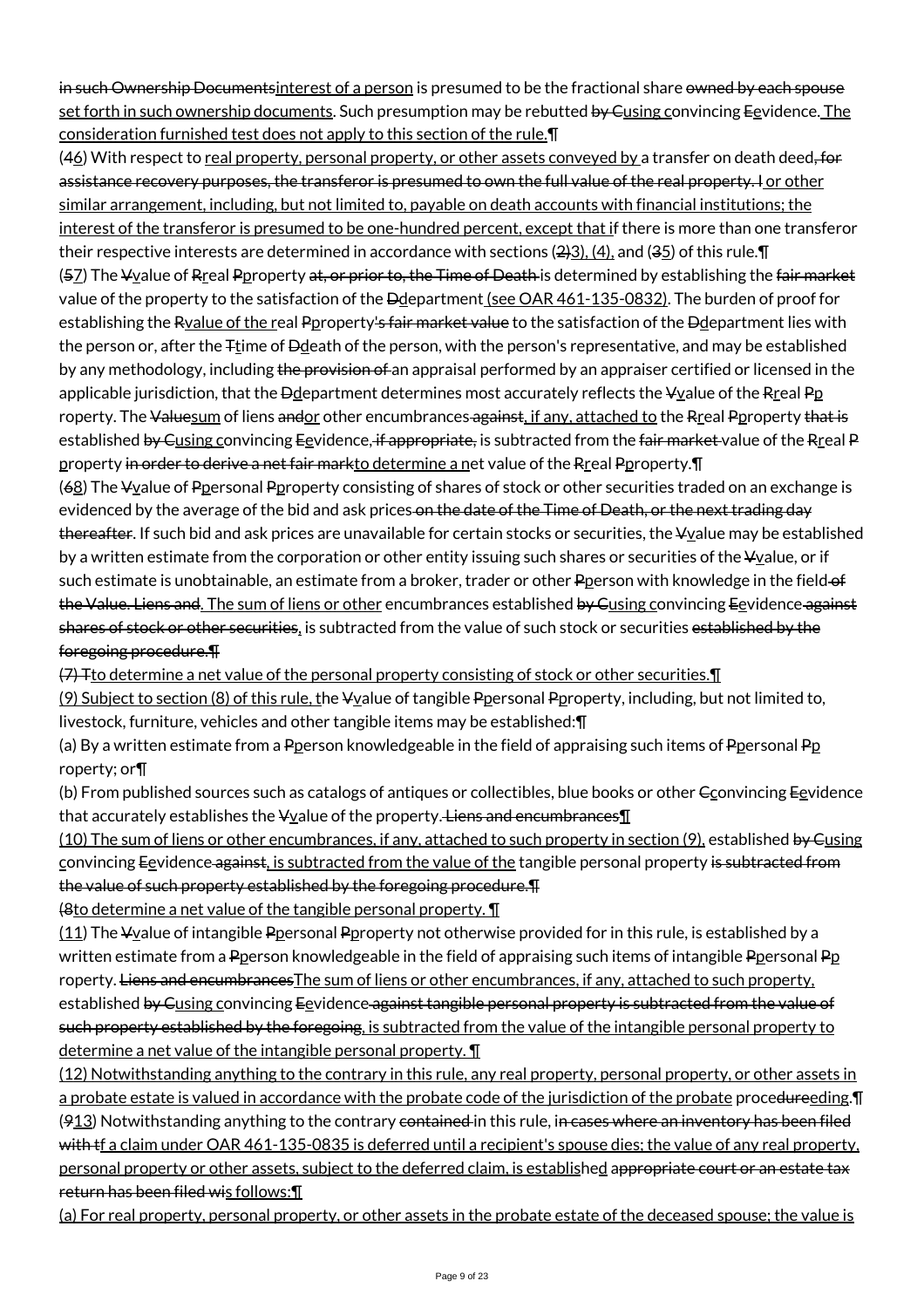in such Ownership Documentsinterest of a person is presumed to be the fractional share owned by each spouse set forth in such ownership documents. Such presumption may be rebutted by Cusing convincing Eevidence. The consideration furnished test does not apply to this section of the rule.¶

(46) With respect to real property, personal property, or other assets conveyed by a transfer on death deed, for assistance recovery purposes, the transferor is presumed to own the full value of the real property. I or other similar arrangement, including, but not limited to, payable on death accounts with financial institutions; the interest of the transferor is presumed to be one-hundred percent, except that if there is more than one transferor their respective interests are determined in accordance with sections (23), (4), and (35) of this rule.¶

(57) The Vvalue of Rreal Pproperty at, or prior to, the Time of Death is determined by establishing the fair market value of the property to the satisfaction of the Ddepartment (see OAR 461-135-0832). The burden of proof for establishing the Rvalue of the real Pproperty's fair market value to the satisfaction of the Ddepartment lies with the person or, after the Ttime of Ddeath of the person, with the person's representative, and may be established by any methodology, including the provision of an appraisal performed by an appraiser certified or licensed in the applicable jurisdiction, that the Ddepartment determines most accurately reflects the Vvalue of the Rreal Pproperty. The Valuesum of liens andor other encumbrances against, if any, attached to the Rreal Pproperty that is established by Cusing convincing Eevidence, if appropriate, is subtracted from the fair market value of the Rreal Pproperty in order to derive a net fair markto determine a net value of the Rreal Pproperty.¶

(68) The Vvalue of Ppersonal Pproperty consisting of shares of stock or other securities traded on an exchange is evidenced by the average of the bid and ask prices on the date of the Time of Death, or the next trading day thereafter. If such bid and ask prices are unavailable for certain stocks or securities, the Vvalue may be established by a written estimate from the corporation or other entity issuing such shares or securities of the Vvalue, or if such estimate is unobtainable, an estimate from a broker, trader or other Pperson with knowledge in the field of the Value. Liens and. The sum of liens or other encumbrances established by Cusing convincing Eevidence against shares of stock or other securities, is subtracted from the value of such stock or securities established by the foregoing procedure.¶

(7) Tto determine a net value of the personal property consisting of stock or other securities.¶

(9) Subject to section (8) of this rule, the Vvalue of tangible Ppersonal Pproperty, including, but not limited to, livestock, furniture, vehicles and other tangible items may be established:¶

(a) By a written estimate from a Pperson knowledgeable in the field of appraising such items of Ppersonal Pproperty; or¶

(b) From published sources such as catalogs of antiques or collectibles, blue books or other Cconvincing Eevidence that accurately establishes the Vvalue of the property. Liens and encumbrances¶

(10) The sum of liens or other encumbrances, if any, attached to such property in section (9), established by Cusing convincing Eevidence against, is subtracted from the value of the tangible personal property is subtracted from the value of such property established by the foregoing procedure.¶

(8to determine a net value of the tangible personal property. ¶

(11) The Vvalue of intangible Ppersonal Pproperty not otherwise provided for in this rule, is established by a written estimate from a Pperson knowledgeable in the field of appraising such items of intangible Ppersonal Pproperty. Liens and encumbrancesThe sum of liens or other encumbrances, if any, attached to such property, established by Cusing convincing Eevidence against tangible personal property is subtracted from the value of such property established by the foregoing, is subtracted from the value of the intangible personal property to determine a net value of the intangible personal property. ¶

(12) Notwithstanding anything to the contrary in this rule, any real property, personal property, or other assets in a probate estate is valued in accordance with the probate code of the jurisdiction of the probate procedureeding.¶

(913) Notwithstanding anything to the contrary contained in this rule, in cases where an inventory has been filed with tf a claim under OAR 461-135-0835 is deferred until a recipient's spouse dies; the value of any real property, personal property or other assets, subject to the deferred claim, is established appropriate court or an estate tax return has been filed wis follows:¶

(a) For real property, personal property, or other assets in the probate estate of the deceased spouse; the value is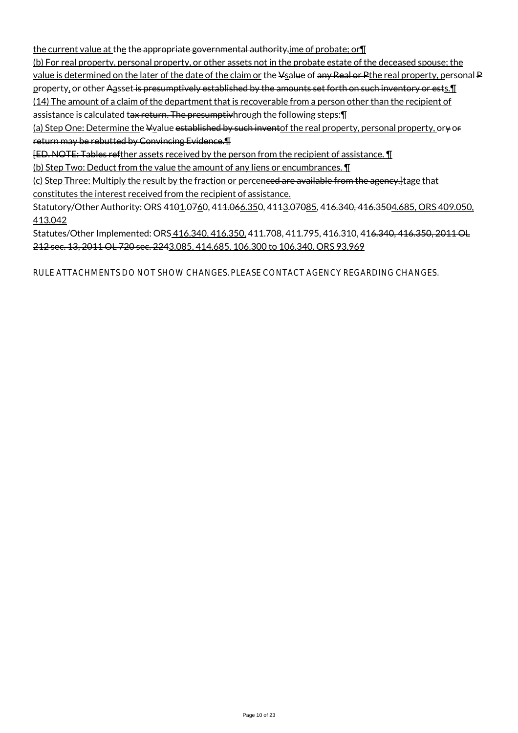the current value at the the appropriate governmental authority,ime of probate; or¶

(b) For real property, personal property, or other assets not in the probate estate of the deceased spouse: the value is determined on the later of the date of the claim or the Vsalue of any Real or Pthe real property, personal Pproperty, or other Aasset is presumptively established by the amounts set forth on such inventory or ests.¶

(14) The amount of a claim of the department that is recoverable from a person other than the recipient of assistance is calculated tax return. The presumptivhrough the following steps:¶

(a) Step One: Determine the Vvalue established by such inventof the real property, personal property, ory or return may be rebutted by Convincing Evidence.¶

[ED. NOTE: Tables refther assets received by the person from the recipient of assistance. ¶

(b) Step Two: Deduct from the value the amount of any liens or encumbrances. ¶

(c) Step Three: Multiply the result by the fraction or percenced are available from the agency.]tage that constitutes the interest received from the recipient of assistance.

Statutory/Other Authority: ORS 4101.0760, 411.066.350, 4113.07085, 416.340, 416.3504.685, ORS 409.050, 413.042

Statutes/Other Implemented: ORS 416.340, 416.350, 411.708, 411.795, 416.310, 416.340, 416.350, 2011 OL 212 sec. 13, 2011 OL 720 sec. 2243.085, 414.685, 106.300 to 106.340, ORS 93.969

RULE ATTACHMENTS DO NOT SHOW CHANGES. PLEASE CONTACT AGENCY REGARDING CHANGES.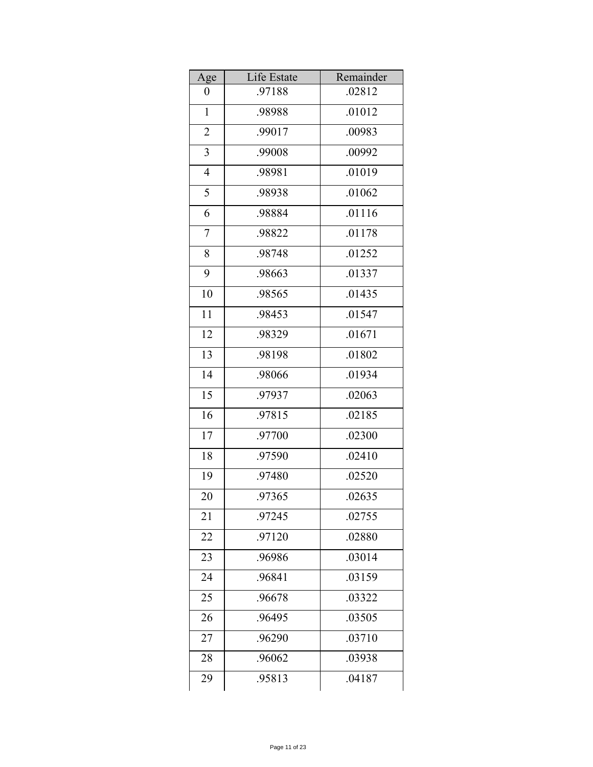| Age | Life Estate | Remainder |
|---|---|---|
| 0 | .97188 | .02812 |
| 1 | .98988 | .01012 |
| 2 | .99017 | .00983 |
| 3 | .99008 | .00992 |
| 4 | .98981 | .01019 |
| 5 | .98938 | .01062 |
| 6 | .98884 | .01116 |
| 7 | .98822 | .01178 |
| 8 | .98748 | .01252 |
| 9 | .98663 | .01337 |
| 10 | .98565 | .01435 |
| 11 | .98453 | .01547 |
| 12 | .98329 | .01671 |
| 13 | .98198 | .01802 |
| 14 | .98066 | .01934 |
| 15 | .97937 | .02063 |
| 16 | .97815 | .02185 |
| 17 | .97700 | .02300 |
| 18 | .97590 | .02410 |
| 19 | .97480 | .02520 |
| 20 | .97365 | .02635 |
| 21 | .97245 | .02755 |
| 22 | .97120 | .02880 |
| 23 | .96986 | .03014 |
| 24 | .96841 | .03159 |
| 25 | .96678 | .03322 |
| 26 | .96495 | .03505 |
| 27 | .96290 | .03710 |
| 28 | .96062 | .03938 |
| 29 | .95813 | .04187 |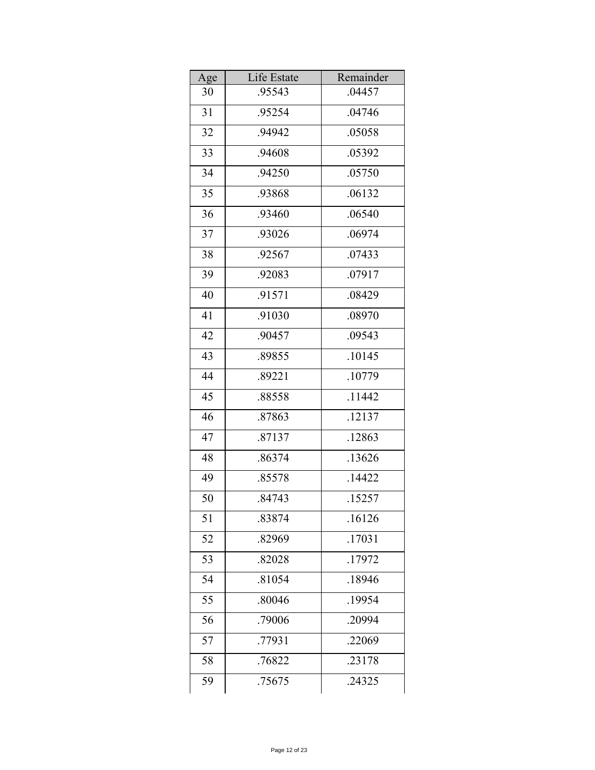| Age | Life Estate | Remainder |
|---|---|---|
| 30 | .95543 | .04457 |
| 31 | .95254 | .04746 |
| 32 | .94942 | .05058 |
| 33 | .94608 | .05392 |
| 34 | .94250 | .05750 |
| 35 | .93868 | .06132 |
| 36 | .93460 | .06540 |
| 37 | .93026 | .06974 |
| 38 | .92567 | .07433 |
| 39 | .92083 | .07917 |
| 40 | .91571 | .08429 |
| 41 | .91030 | .08970 |
| 42 | .90457 | .09543 |
| 43 | .89855 | .10145 |
| 44 | .89221 | .10779 |
| 45 | .88558 | .11442 |
| 46 | .87863 | .12137 |
| 47 | .87137 | .12863 |
| 48 | .86374 | .13626 |
| 49 | .85578 | .14422 |
| 50 | .84743 | .15257 |
| 51 | .83874 | .16126 |
| 52 | .82969 | .17031 |
| 53 | .82028 | .17972 |
| 54 | .81054 | .18946 |
| 55 | .80046 | .19954 |
| 56 | .79006 | .20994 |
| 57 | .77931 | .22069 |
| 58 | .76822 | .23178 |
| 59 | .75675 | .24325 |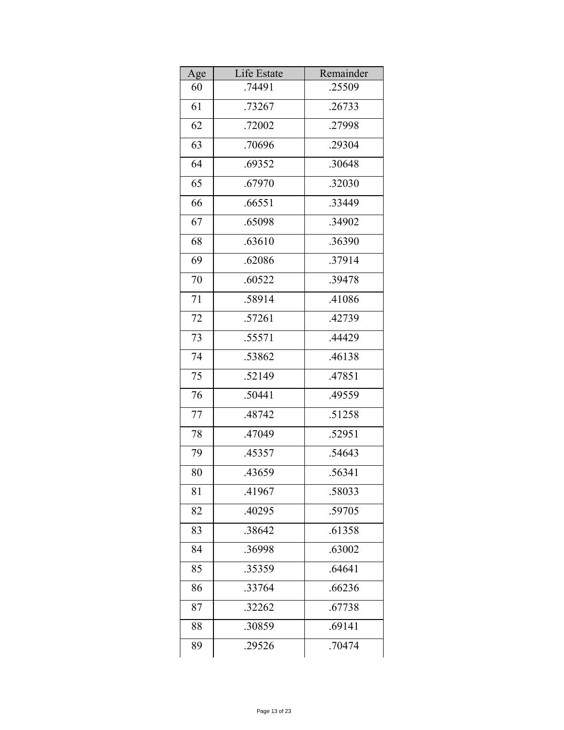| Age | Life Estate | Remainder |
| --- | --- | --- |
| 60 | .74491 | .25509 |
| 61 | .73267 | .26733 |
| 62 | .72002 | .27998 |
| 63 | .70696 | .29304 |
| 64 | .69352 | .30648 |
| 65 | .67970 | .32030 |
| 66 | .66551 | .33449 |
| 67 | .65098 | .34902 |
| 68 | .63610 | .36390 |
| 69 | .62086 | .37914 |
| 70 | .60522 | .39478 |
| 71 | .58914 | .41086 |
| 72 | .57261 | .42739 |
| 73 | .55571 | .44429 |
| 74 | .53862 | .46138 |
| 75 | .52149 | .47851 |
| 76 | .50441 | .49559 |
| 77 | .48742 | .51258 |
| 78 | .47049 | .52951 |
| 79 | .45357 | .54643 |
| 80 | .43659 | .56341 |
| 81 | .41967 | .58033 |
| 82 | .40295 | .59705 |
| 83 | .38642 | .61358 |
| 84 | .36998 | .63002 |
| 85 | .35359 | .64641 |
| 86 | .33764 | .66236 |
| 87 | .32262 | .67738 |
| 88 | .30859 | .69141 |
| 89 | .29526 | .70474 |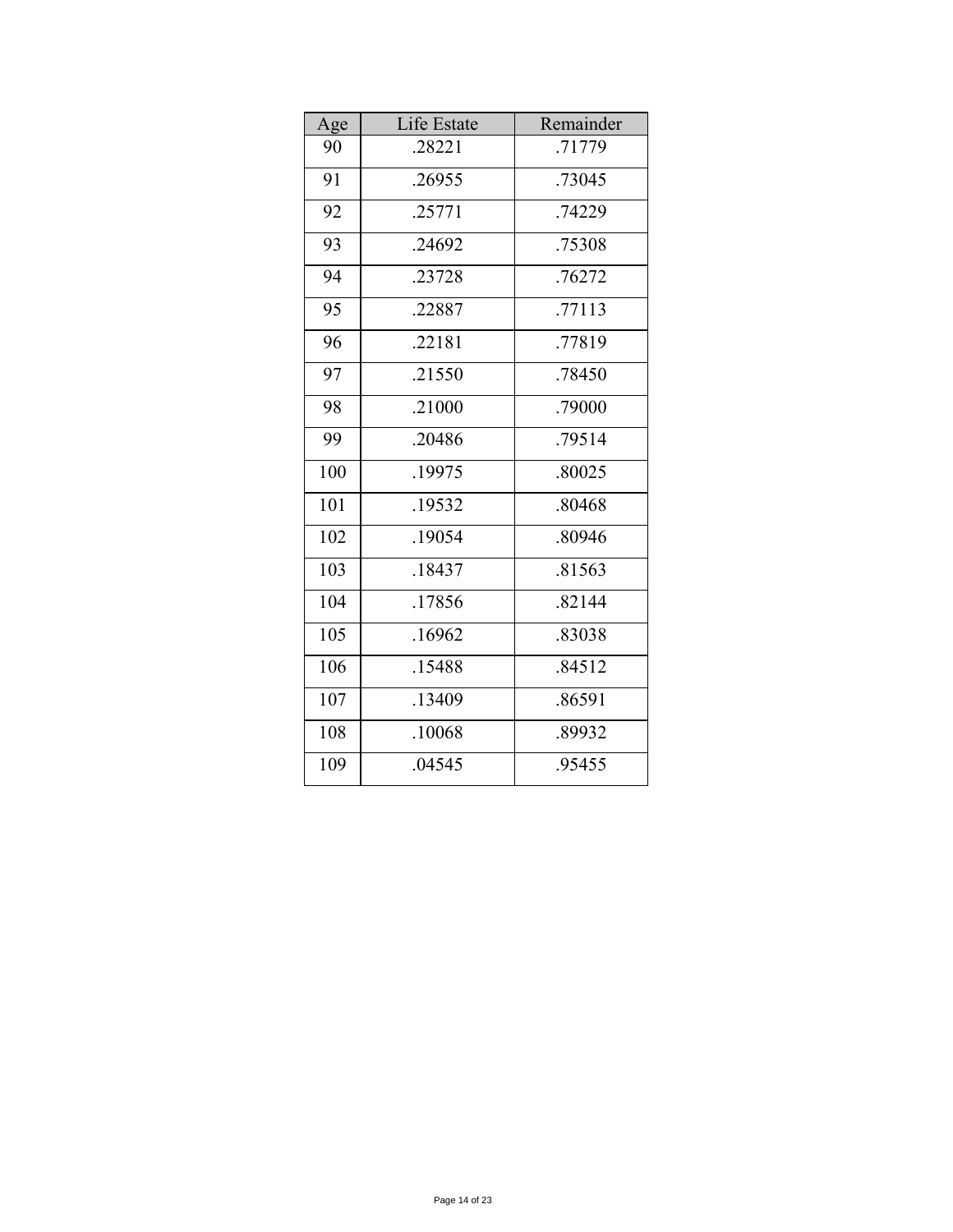| Age | Life Estate | Remainder |
|---|---|---|
| 90 | .28221 | .71779 |
| 91 | .26955 | .73045 |
| 92 | .25771 | .74229 |
| 93 | .24692 | .75308 |
| 94 | .23728 | .76272 |
| 95 | .22887 | .77113 |
| 96 | .22181 | .77819 |
| 97 | .21550 | .78450 |
| 98 | .21000 | .79000 |
| 99 | .20486 | .79514 |
| 100 | .19975 | .80025 |
| 101 | .19532 | .80468 |
| 102 | .19054 | .80946 |
| 103 | .18437 | .81563 |
| 104 | .17856 | .82144 |
| 105 | .16962 | .83038 |
| 106 | .15488 | .84512 |
| 107 | .13409 | .86591 |
| 108 | .10068 | .89932 |
| 109 | .04545 | .95455 |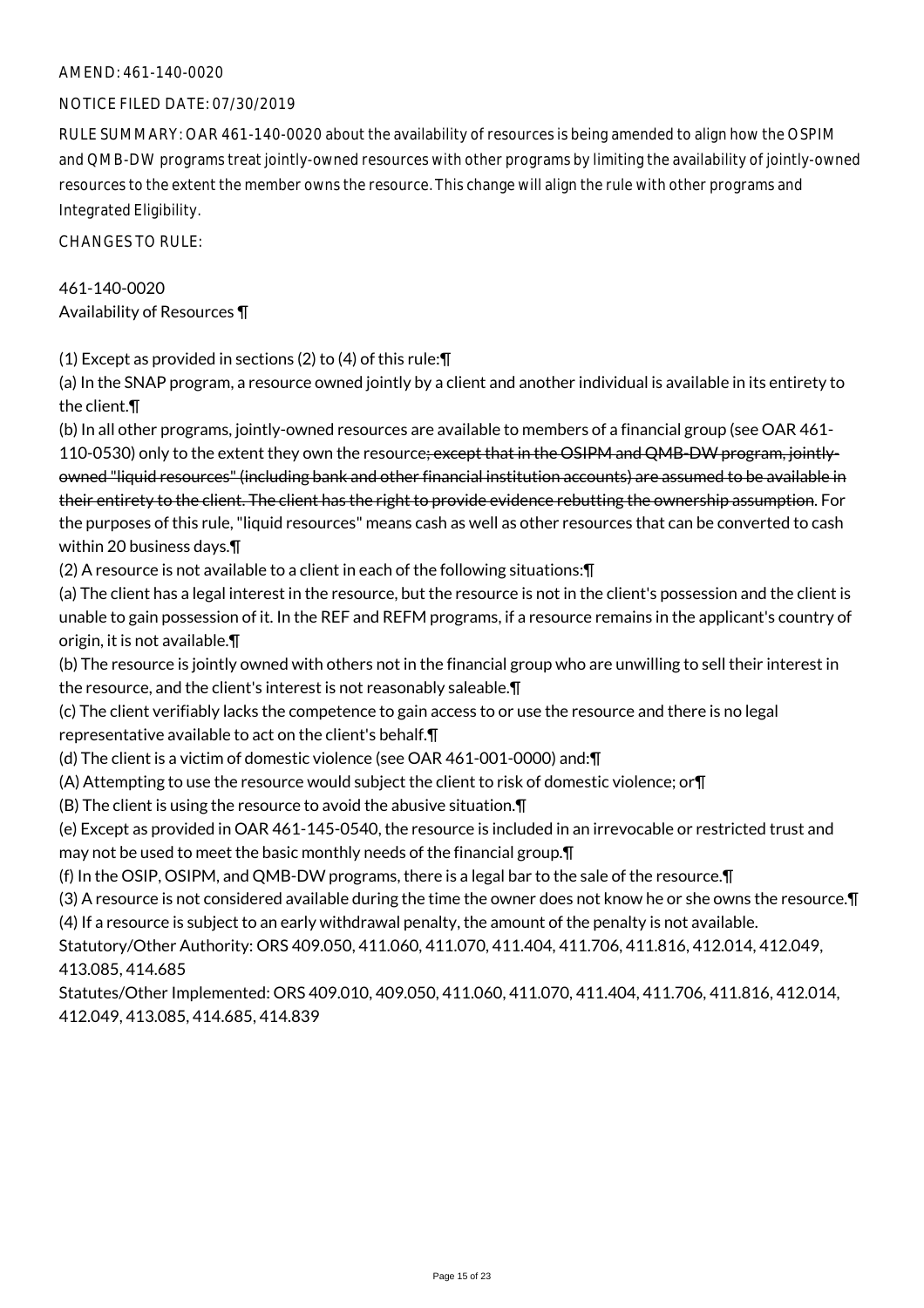AMEND: 461-140-0020

NOTICE FILED DATE: 07/30/2019

RULE SUMMARY: OAR 461-140-0020 about the availability of resources is being amended to align how the OSPIM and QMB-DW programs treat jointly-owned resources with other programs by limiting the availability of jointly-owned resources to the extent the member owns the resource. This change will align the rule with other programs and Integrated Eligibility.

CHANGES TO RULE:

461-140-0020
Availability of Resources ¶

(1) Except as provided in sections (2) to (4) of this rule:¶
(a) In the SNAP program, a resource owned jointly by a client and another individual is available in its entirety to the client.¶
(b) In all other programs, jointly-owned resources are available to members of a financial group (see OAR 461-110-0530) only to the extent they own the resource~~; except that in the OSIPM and QMB-DW program, jointly-owned "liquid resources" (including bank and other financial institution accounts) are assumed to be available in their entirety to the client. The client has the right to provide evidence rebutting the ownership assumption~~. For the purposes of this rule, "liquid resources" means cash as well as other resources that can be converted to cash within 20 business days.¶
(2) A resource is not available to a client in each of the following situations:¶
(a) The client has a legal interest in the resource, but the resource is not in the client's possession and the client is unable to gain possession of it. In the REF and REFM programs, if a resource remains in the applicant's country of origin, it is not available.¶
(b) The resource is jointly owned with others not in the financial group who are unwilling to sell their interest in the resource, and the client's interest is not reasonably saleable.¶
(c) The client verifiably lacks the competence to gain access to or use the resource and there is no legal representative available to act on the client's behalf.¶
(d) The client is a victim of domestic violence (see OAR 461-001-0000) and:¶
(A) Attempting to use the resource would subject the client to risk of domestic violence; or¶
(B) The client is using the resource to avoid the abusive situation.¶
(e) Except as provided in OAR 461-145-0540, the resource is included in an irrevocable or restricted trust and may not be used to meet the basic monthly needs of the financial group.¶
(f) In the OSIP, OSIPM, and QMB-DW programs, there is a legal bar to the sale of the resource.¶
(3) A resource is not considered available during the time the owner does not know he or she owns the resource.¶
(4) If a resource is subject to an early withdrawal penalty, the amount of the penalty is not available.

Statutory/Other Authority: ORS 409.050, 411.060, 411.070, 411.404, 411.706, 411.816, 412.014, 412.049, 413.085, 414.685

Statutes/Other Implemented: ORS 409.010, 409.050, 411.060, 411.070, 411.404, 411.706, 411.816, 412.014, 412.049, 413.085, 414.685, 414.839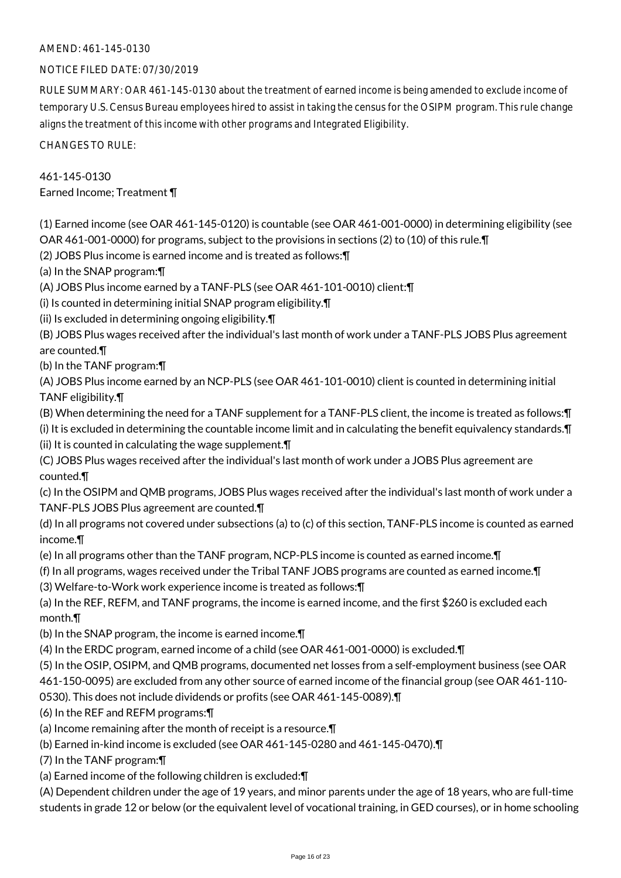AMEND: 461-145-0130

NOTICE FILED DATE: 07/30/2019

RULE SUMMARY: OAR 461-145-0130 about the treatment of earned income is being amended to exclude income of temporary U.S. Census Bureau employees hired to assist in taking the census for the OSIPM program. This rule change aligns the treatment of this income with other programs and Integrated Eligibility.

CHANGES TO RULE:

461-145-0130
Earned Income; Treatment ¶

(1) Earned income (see OAR 461-145-0120) is countable (see OAR 461-001-0000) in determining eligibility (see OAR 461-001-0000) for programs, subject to the provisions in sections (2) to (10) of this rule.¶
(2) JOBS Plus income is earned income and is treated as follows:¶
(a) In the SNAP program:¶
(A) JOBS Plus income earned by a TANF-PLS (see OAR 461-101-0010) client:¶
(i) Is counted in determining initial SNAP program eligibility.¶
(ii) Is excluded in determining ongoing eligibility.¶
(B) JOBS Plus wages received after the individual's last month of work under a TANF-PLS JOBS Plus agreement are counted.¶
(b) In the TANF program:¶
(A) JOBS Plus income earned by an NCP-PLS (see OAR 461-101-0010) client is counted in determining initial TANF eligibility.¶
(B) When determining the need for a TANF supplement for a TANF-PLS client, the income is treated as follows:¶
(i) It is excluded in determining the countable income limit and in calculating the benefit equivalency standards.¶
(ii) It is counted in calculating the wage supplement.¶
(C) JOBS Plus wages received after the individual's last month of work under a JOBS Plus agreement are counted.¶
(c) In the OSIPM and QMB programs, JOBS Plus wages received after the individual's last month of work under a TANF-PLS JOBS Plus agreement are counted.¶
(d) In all programs not covered under subsections (a) to (c) of this section, TANF-PLS income is counted as earned income.¶
(e) In all programs other than the TANF program, NCP-PLS income is counted as earned income.¶
(f) In all programs, wages received under the Tribal TANF JOBS programs are counted as earned income.¶
(3) Welfare-to-Work work experience income is treated as follows:¶
(a) In the REF, REFM, and TANF programs, the income is earned income, and the first $260 is excluded each month.¶
(b) In the SNAP program, the income is earned income.¶
(4) In the ERDC program, earned income of a child (see OAR 461-001-0000) is excluded.¶
(5) In the OSIP, OSIPM, and QMB programs, documented net losses from a self-employment business (see OAR 461-150-0095) are excluded from any other source of earned income of the financial group (see OAR 461-110-0530). This does not include dividends or profits (see OAR 461-145-0089).¶
(6) In the REF and REFM programs:¶
(a) Income remaining after the month of receipt is a resource.¶
(b) Earned in-kind income is excluded (see OAR 461-145-0280 and 461-145-0470).¶
(7) In the TANF program:¶
(a) Earned income of the following children is excluded:¶
(A) Dependent children under the age of 19 years, and minor parents under the age of 18 years, who are full-time students in grade 12 or below (or the equivalent level of vocational training, in GED courses), or in home schooling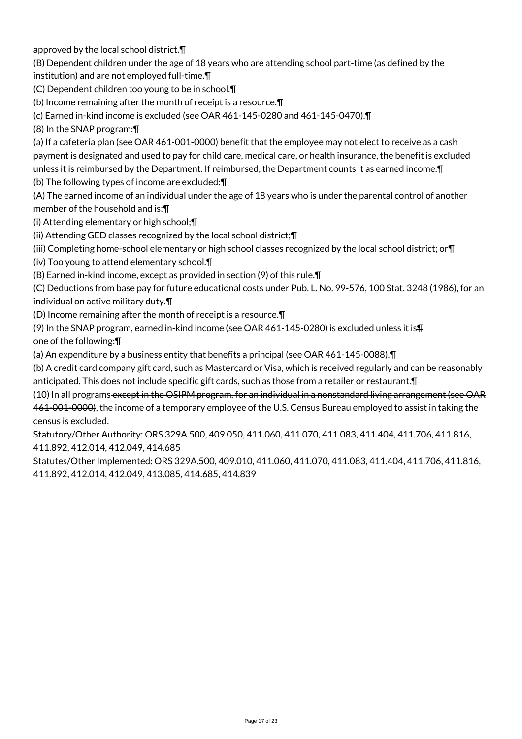approved by the local school district.¶

(B) Dependent children under the age of 18 years who are attending school part-time (as defined by the institution) and are not employed full-time.¶

(C) Dependent children too young to be in school.¶

(b) Income remaining after the month of receipt is a resource.¶

(c) Earned in-kind income is excluded (see OAR 461-145-0280 and 461-145-0470).¶

(8) In the SNAP program:¶

(a) If a cafeteria plan (see OAR 461-001-0000) benefit that the employee may not elect to receive as a cash payment is designated and used to pay for child care, medical care, or health insurance, the benefit is excluded unless it is reimbursed by the Department. If reimbursed, the Department counts it as earned income.¶

(b) The following types of income are excluded:¶

(A) The earned income of an individual under the age of 18 years who is under the parental control of another member of the household and is:¶

(i) Attending elementary or high school;¶

(ii) Attending GED classes recognized by the local school district;¶

(iii) Completing home-school elementary or high school classes recognized by the local school district; or¶

(iv) Too young to attend elementary school.¶

(B) Earned in-kind income, except as provided in section (9) of this rule.¶

(C) Deductions from base pay for future educational costs under Pub. L. No. 99-576, 100 Stat. 3248 (1986), for an individual on active military duty.¶

(D) Income remaining after the month of receipt is a resource.¶

(9) In the SNAP program, earned in-kind income (see OAR 461-145-0280) is excluded unless it is~~¶~~
one of the following:¶

(a) An expenditure by a business entity that benefits a principal (see OAR 461-145-0088).¶

(b) A credit card company gift card, such as Mastercard or Visa, which is received regularly and can be reasonably anticipated. This does not include specific gift cards, such as those from a retailer or restaurant.¶

(10) In all programs ~~except in the OSIPM program, for an individual in a nonstandard living arrangement (see OAR 461-001-0000)~~, the income of a temporary employee of the U.S. Census Bureau employed to assist in taking the census is excluded.

Statutory/Other Authority: ORS 329A.500, 409.050, 411.060, 411.070, 411.083, 411.404, 411.706, 411.816, 411.892, 412.014, 412.049, 414.685

Statutes/Other Implemented: ORS 329A.500, 409.010, 411.060, 411.070, 411.083, 411.404, 411.706, 411.816, 411.892, 412.014, 412.049, 413.085, 414.685, 414.839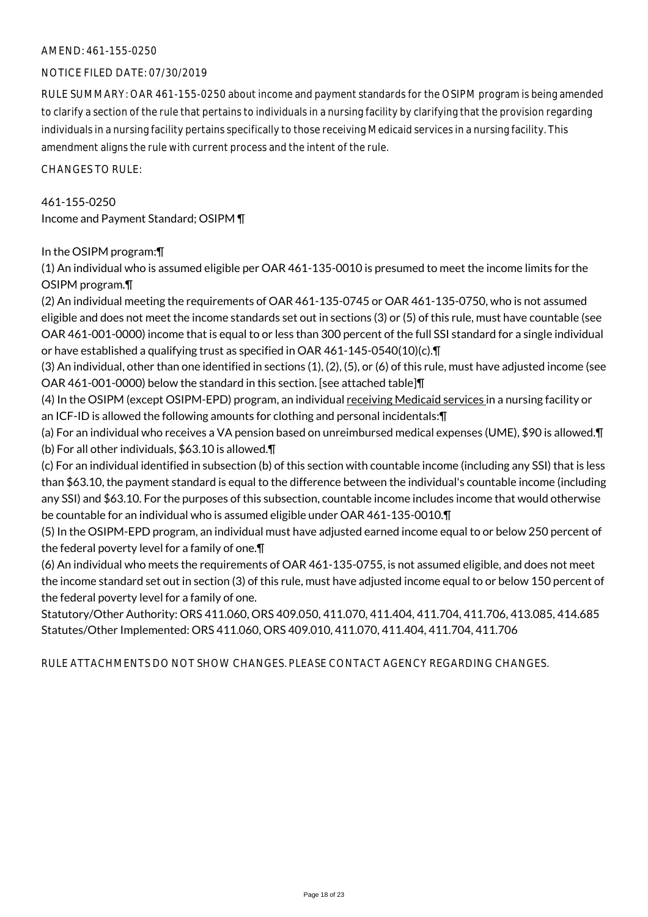AMEND: 461-155-0250

NOTICE FILED DATE: 07/30/2019

RULE SUMMARY: OAR 461-155-0250 about income and payment standards for the OSIPM program is being amended to clarify a section of the rule that pertains to individuals in a nursing facility by clarifying that the provision regarding individuals in a nursing facility pertains specifically to those receiving Medicaid services in a nursing facility. This amendment aligns the rule with current process and the intent of the rule.

CHANGES TO RULE:

461-155-0250
Income and Payment Standard; OSIPM ¶

In the OSIPM program:¶

(1) An individual who is assumed eligible per OAR 461-135-0010 is presumed to meet the income limits for the OSIPM program.¶

(2) An individual meeting the requirements of OAR 461-135-0745 or OAR 461-135-0750, who is not assumed eligible and does not meet the income standards set out in sections (3) or (5) of this rule, must have countable (see OAR 461-001-0000) income that is equal to or less than 300 percent of the full SSI standard for a single individual or have established a qualifying trust as specified in OAR 461-145-0540(10)(c).¶

(3) An individual, other than one identified in sections (1), (2), (5), or (6) of this rule, must have adjusted income (see OAR 461-001-0000) below the standard in this section. [see attached table]¶

(4) In the OSIPM (except OSIPM-EPD) program, an individual <u>receiving Medicaid services </u>in a nursing facility or an ICF-ID is allowed the following amounts for clothing and personal incidentals:¶

(a) For an individual who receives a VA pension based on unreimbursed medical expenses (UME), $90 is allowed.¶

(b) For all other individuals, $63.10 is allowed.¶

(c) For an individual identified in subsection (b) of this section with countable income (including any SSI) that is less than $63.10, the payment standard is equal to the difference between the individual's countable income (including any SSI) and $63.10. For the purposes of this subsection, countable income includes income that would otherwise be countable for an individual who is assumed eligible under OAR 461-135-0010.¶

(5) In the OSIPM-EPD program, an individual must have adjusted earned income equal to or below 250 percent of the federal poverty level for a family of one.¶

(6) An individual who meets the requirements of OAR 461-135-0755, is not assumed eligible, and does not meet the income standard set out in section (3) of this rule, must have adjusted income equal to or below 150 percent of the federal poverty level for a family of one.

Statutory/Other Authority: ORS 411.060, ORS 409.050, 411.070, 411.404, 411.704, 411.706, 413.085, 414.685
Statutes/Other Implemented: ORS 411.060, ORS 409.010, 411.070, 411.404, 411.704, 411.706

RULE ATTACHMENTS DO NOT SHOW CHANGES. PLEASE CONTACT AGENCY REGARDING CHANGES.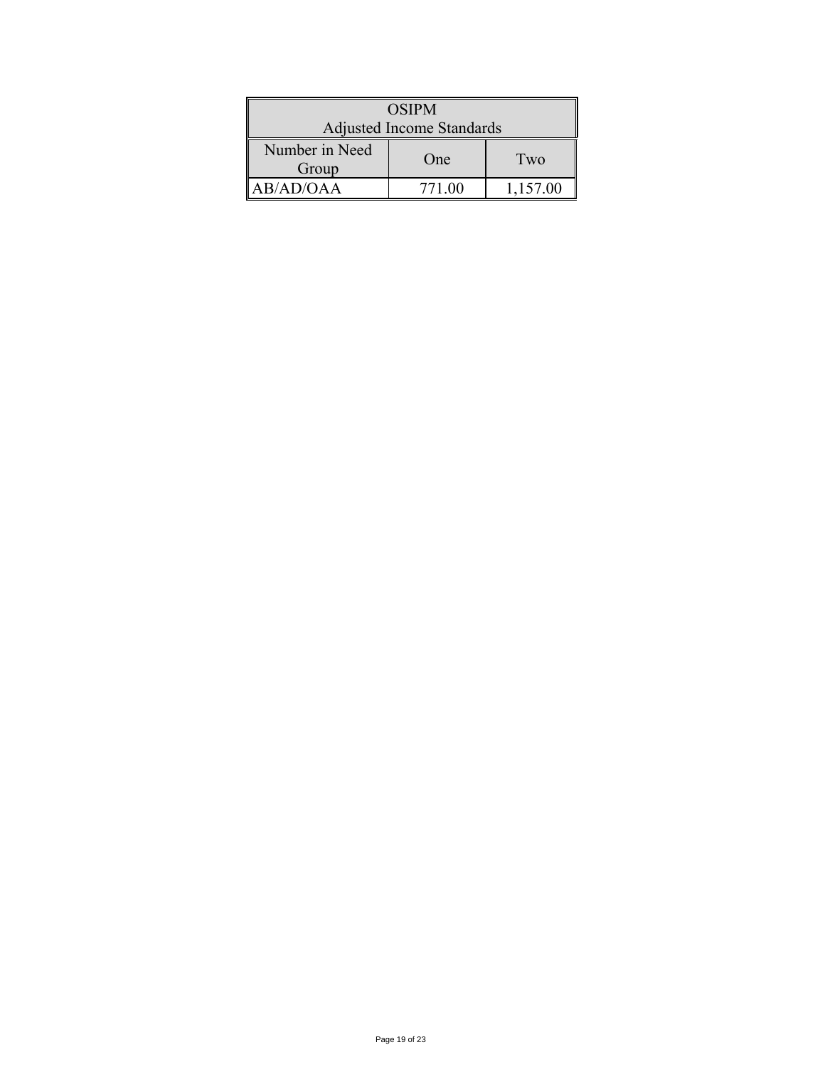| OSIPM Adjusted Income Standards | | |
|---|---|---|
| Number in Need Group | One | Two |
| AB/AD/OAA | 771.00 | 1,157.00 |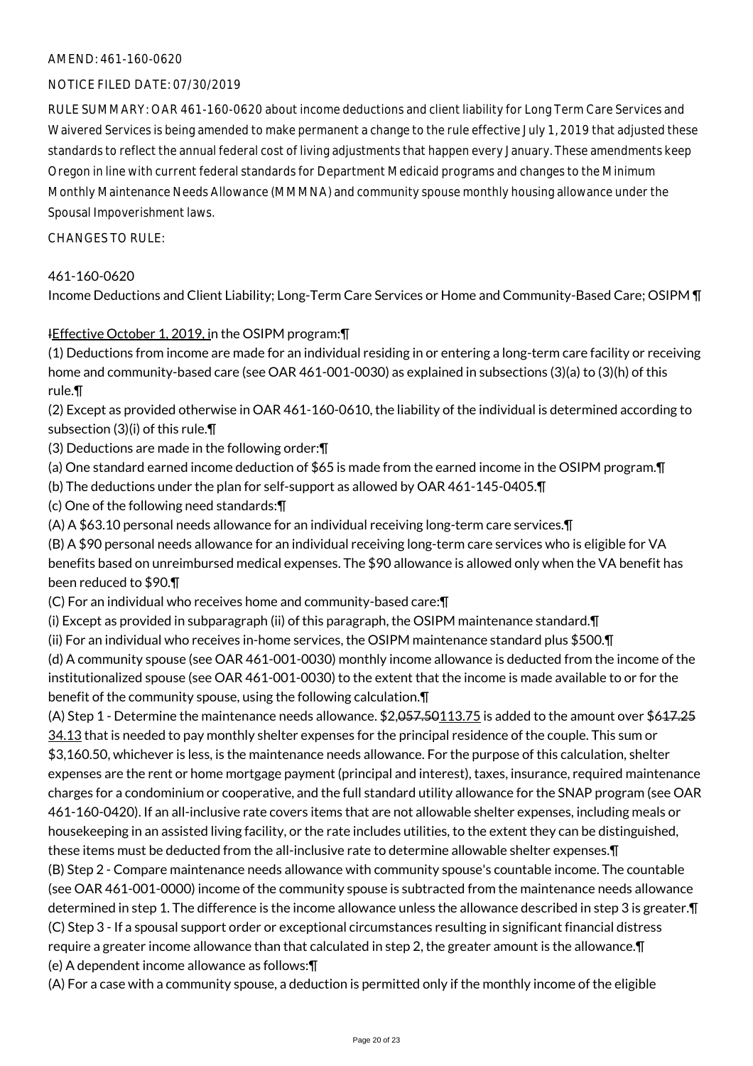AMEND: 461-160-0620

NOTICE FILED DATE: 07/30/2019

RULE SUMMARY: OAR 461-160-0620 about income deductions and client liability for Long Term Care Services and Waivered Services is being amended to make permanent a change to the rule effective July 1, 2019 that adjusted these standards to reflect the annual federal cost of living adjustments that happen every January. These amendments keep Oregon in line with current federal standards for Department Medicaid programs and changes to the Minimum Monthly Maintenance Needs Allowance (MMMNA) and community spouse monthly housing allowance under the Spousal Impoverishment laws.

CHANGES TO RULE:

461-160-0620

Income Deductions and Client Liability; Long-Term Care Services or Home and Community-Based Care; OSIPM ¶

~~I~~Effective October 1, 2019, in the OSIPM program:¶

(1) Deductions from income are made for an individual residing in or entering a long-term care facility or receiving home and community-based care (see OAR 461-001-0030) as explained in subsections (3)(a) to (3)(h) of this rule.¶

(2) Except as provided otherwise in OAR 461-160-0610, the liability of the individual is determined according to subsection (3)(i) of this rule.¶

(3) Deductions are made in the following order:¶

(a) One standard earned income deduction of $65 is made from the earned income in the OSIPM program.¶

(b) The deductions under the plan for self-support as allowed by OAR 461-145-0405.¶

(c) One of the following need standards:¶

(A) A $63.10 personal needs allowance for an individual receiving long-term care services.¶

(B) A $90 personal needs allowance for an individual receiving long-term care services who is eligible for VA benefits based on unreimbursed medical expenses. The $90 allowance is allowed only when the VA benefit has been reduced to $90.¶

(C) For an individual who receives home and community-based care:¶

(i) Except as provided in subparagraph (ii) of this paragraph, the OSIPM maintenance standard.¶

(ii) For an individual who receives in-home services, the OSIPM maintenance standard plus $500.¶

(d) A community spouse (see OAR 461-001-0030) monthly income allowance is deducted from the income of the institutionalized spouse (see OAR 461-001-0030) to the extent that the income is made available to or for the benefit of the community spouse, using the following calculation.¶

(A) Step 1 - Determine the maintenance needs allowance. $2,~~057.50~~113.75 is added to the amount over $6~~17.25~~34.13 that is needed to pay monthly shelter expenses for the principal residence of the couple. This sum or $3,160.50, whichever is less, is the maintenance needs allowance. For the purpose of this calculation, shelter expenses are the rent or home mortgage payment (principal and interest), taxes, insurance, required maintenance charges for a condominium or cooperative, and the full standard utility allowance for the SNAP program (see OAR 461-160-0420). If an all-inclusive rate covers items that are not allowable shelter expenses, including meals or housekeeping in an assisted living facility, or the rate includes utilities, to the extent they can be distinguished, these items must be deducted from the all-inclusive rate to determine allowable shelter expenses.¶

(B) Step 2 - Compare maintenance needs allowance with community spouse's countable income. The countable (see OAR 461-001-0000) income of the community spouse is subtracted from the maintenance needs allowance determined in step 1. The difference is the income allowance unless the allowance described in step 3 is greater.¶

(C) Step 3 - If a spousal support order or exceptional circumstances resulting in significant financial distress require a greater income allowance than that calculated in step 2, the greater amount is the allowance.¶

(e) A dependent income allowance as follows:¶

(A) For a case with a community spouse, a deduction is permitted only if the monthly income of the eligible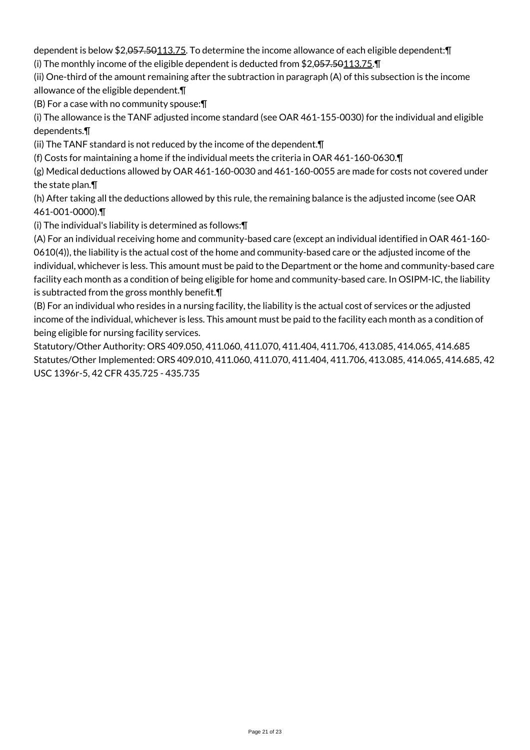dependent is below $2,~~057.50~~113.75. To determine the income allowance of each eligible dependent:¶

(i) The monthly income of the eligible dependent is deducted from $2,~~057.50~~113.75.¶

(ii) One-third of the amount remaining after the subtraction in paragraph (A) of this subsection is the income allowance of the eligible dependent.¶

(B) For a case with no community spouse:¶

(i) The allowance is the TANF adjusted income standard (see OAR 461-155-0030) for the individual and eligible dependents.¶

(ii) The TANF standard is not reduced by the income of the dependent.¶

(f) Costs for maintaining a home if the individual meets the criteria in OAR 461-160-0630.¶

(g) Medical deductions allowed by OAR 461-160-0030 and 461-160-0055 are made for costs not covered under the state plan.¶

(h) After taking all the deductions allowed by this rule, the remaining balance is the adjusted income (see OAR 461-001-0000).¶

(i) The individual's liability is determined as follows:¶

(A) For an individual receiving home and community-based care (except an individual identified in OAR 461-160-0610(4)), the liability is the actual cost of the home and community-based care or the adjusted income of the individual, whichever is less. This amount must be paid to the Department or the home and community-based care facility each month as a condition of being eligible for home and community-based care. In OSIPM-IC, the liability is subtracted from the gross monthly benefit.¶

(B) For an individual who resides in a nursing facility, the liability is the actual cost of services or the adjusted income of the individual, whichever is less. This amount must be paid to the facility each month as a condition of being eligible for nursing facility services.

Statutory/Other Authority: ORS 409.050, 411.060, 411.070, 411.404, 411.706, 413.085, 414.065, 414.685

Statutes/Other Implemented: ORS 409.010, 411.060, 411.070, 411.404, 411.706, 413.085, 414.065, 414.685, 42 USC 1396r-5, 42 CFR 435.725 - 435.735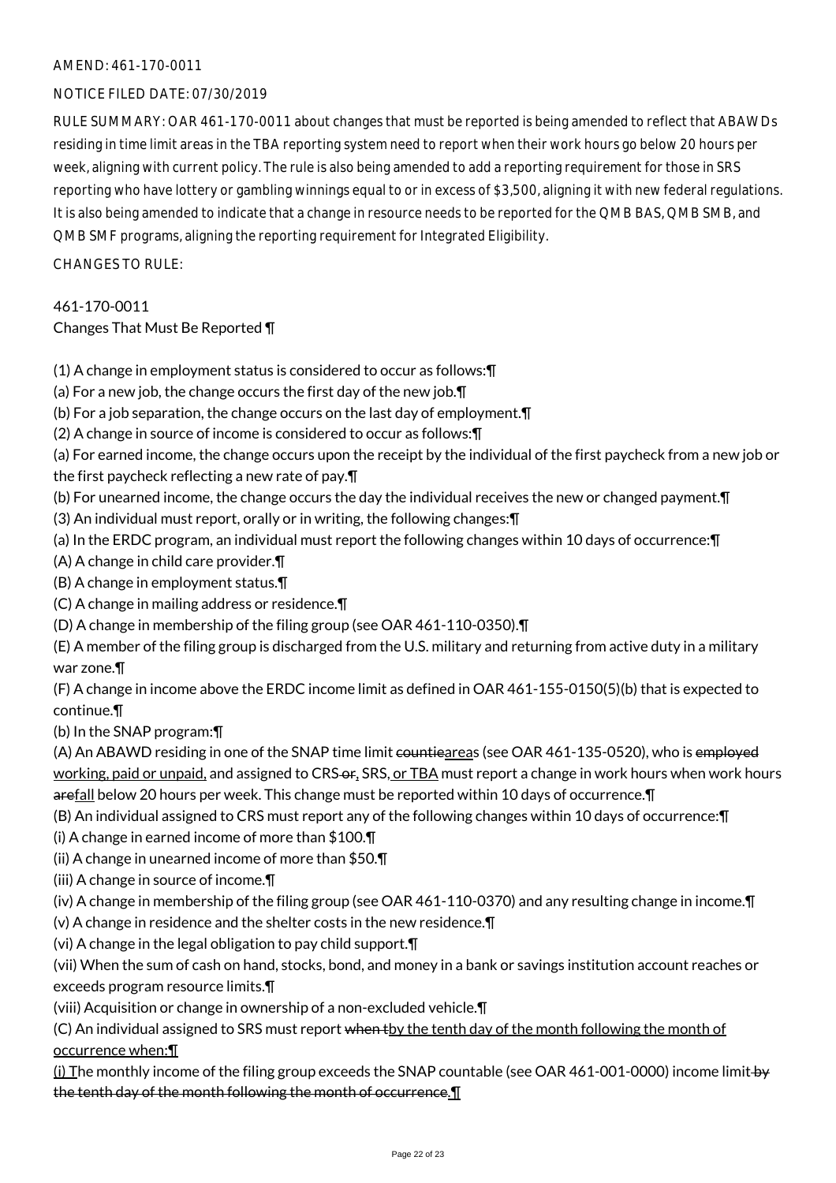AMEND: 461-170-0011

NOTICE FILED DATE: 07/30/2019

RULE SUMMARY: OAR 461-170-0011 about changes that must be reported is being amended to reflect that ABAWDs residing in time limit areas in the TBA reporting system need to report when their work hours go below 20 hours per week, aligning with current policy. The rule is also being amended to add a reporting requirement for those in SRS reporting who have lottery or gambling winnings equal to or in excess of $3,500, aligning it with new federal regulations. It is also being amended to indicate that a change in resource needs to be reported for the QMB BAS, QMB SMB, and QMB SMF programs, aligning the reporting requirement for Integrated Eligibility.

CHANGES TO RULE:

461-170-0011
Changes That Must Be Reported ¶

(1) A change in employment status is considered to occur as follows:¶
(a) For a new job, the change occurs the first day of the new job.¶
(b) For a job separation, the change occurs on the last day of employment.¶
(2) A change in source of income is considered to occur as follows:¶
(a) For earned income, the change occurs upon the receipt by the individual of the first paycheck from a new job or the first paycheck reflecting a new rate of pay.¶
(b) For unearned income, the change occurs the day the individual receives the new or changed payment.¶
(3) An individual must report, orally or in writing, the following changes:¶
(a) In the ERDC program, an individual must report the following changes within 10 days of occurrence:¶
(A) A change in child care provider.¶
(B) A change in employment status.¶
(C) A change in mailing address or residence.¶
(D) A change in membership of the filing group (see OAR 461-110-0350).¶
(E) A member of the filing group is discharged from the U.S. military and returning from active duty in a military war zone.¶
(F) A change in income above the ERDC income limit as defined in OAR 461-155-0150(5)(b) that is expected to continue.¶
(b) In the SNAP program:¶
(A) An ABAWD residing in one of the SNAP time limit ~~countie~~areas (see OAR 461-135-0520), who is ~~employed~~ working, paid or unpaid, and assigned to CRS ~~or~~, SRS, or TBA must report a change in work hours when work hours ~~are~~fall below 20 hours per week. This change must be reported within 10 days of occurrence.¶
(B) An individual assigned to CRS must report any of the following changes within 10 days of occurrence:¶
(i) A change in earned income of more than $100.¶
(ii) A change in unearned income of more than $50.¶
(iii) A change in source of income.¶
(iv) A change in membership of the filing group (see OAR 461-110-0370) and any resulting change in income.¶
(v) A change in residence and the shelter costs in the new residence.¶
(vi) A change in the legal obligation to pay child support.¶
(vii) When the sum of cash on hand, stocks, bond, and money in a bank or savings institution account reaches or exceeds program resource limits.¶
(viii) Acquisition or change in ownership of a non-excluded vehicle.¶
(C) An individual assigned to SRS must report ~~when t~~by the tenth day of the month following the month of occurrence when:¶
(i) The monthly income of the filing group exceeds the SNAP countable (see OAR 461-001-0000) income limit ~~by the tenth day of the month following the month of occurrence.~~¶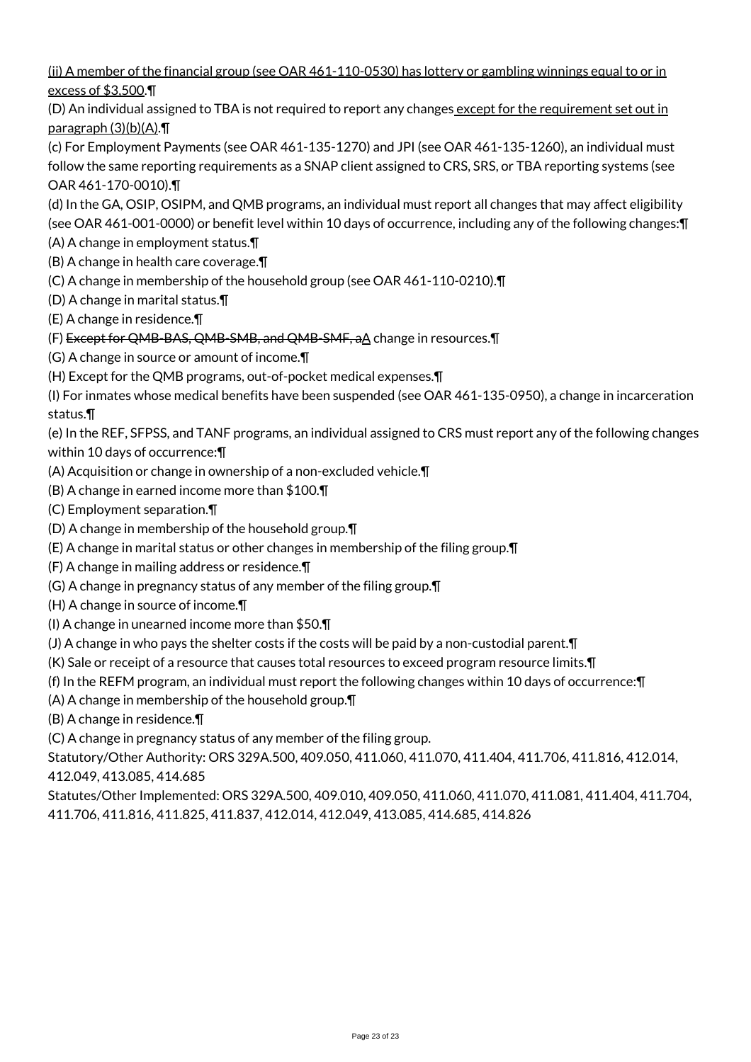<u>(ii) A member of the financial group (see OAR 461-110-0530) has lottery or gambling winnings equal to or in excess of $3,500</u>.¶

(D) An individual assigned to TBA is not required to report any changes<u> except for the requirement set out in paragraph (3)(b)(A)</u>.¶

(c) For Employment Payments (see OAR 461-135-1270) and JPI (see OAR 461-135-1260), an individual must follow the same reporting requirements as a SNAP client assigned to CRS, SRS, or TBA reporting systems (see OAR 461-170-0010).¶

(d) In the GA, OSIP, OSIPM, and QMB programs, an individual must report all changes that may affect eligibility (see OAR 461-001-0000) or benefit level within 10 days of occurrence, including any of the following changes:¶

(A) A change in employment status.¶

(B) A change in health care coverage.¶

(C) A change in membership of the household group (see OAR 461-110-0210).¶

(D) A change in marital status.¶

(E) A change in residence.¶

(F) ~~Except for QMB-BAS, QMB-SMB, and QMB-SMF, a~~<u>A</u> change in resources.¶

(G) A change in source or amount of income.¶

(H) Except for the QMB programs, out-of-pocket medical expenses.¶

(I) For inmates whose medical benefits have been suspended (see OAR 461-135-0950), a change in incarceration status.¶

(e) In the REF, SFPSS, and TANF programs, an individual assigned to CRS must report any of the following changes within 10 days of occurrence:¶

(A) Acquisition or change in ownership of a non-excluded vehicle.¶

(B) A change in earned income more than $100.¶

(C) Employment separation.¶

(D) A change in membership of the household group.¶

(E) A change in marital status or other changes in membership of the filing group.¶

(F) A change in mailing address or residence.¶

(G) A change in pregnancy status of any member of the filing group.¶

(H) A change in source of income.¶

(I) A change in unearned income more than $50.¶

(J) A change in who pays the shelter costs if the costs will be paid by a non-custodial parent.¶

(K) Sale or receipt of a resource that causes total resources to exceed program resource limits.¶

(f) In the REFM program, an individual must report the following changes within 10 days of occurrence:¶

(A) A change in membership of the household group.¶

(B) A change in residence.¶

(C) A change in pregnancy status of any member of the filing group.

Statutory/Other Authority: ORS 329A.500, 409.050, 411.060, 411.070, 411.404, 411.706, 411.816, 412.014, 412.049, 413.085, 414.685

Statutes/Other Implemented: ORS 329A.500, 409.010, 409.050, 411.060, 411.070, 411.081, 411.404, 411.704, 411.706, 411.816, 411.825, 411.837, 412.014, 412.049, 413.085, 414.685, 414.826